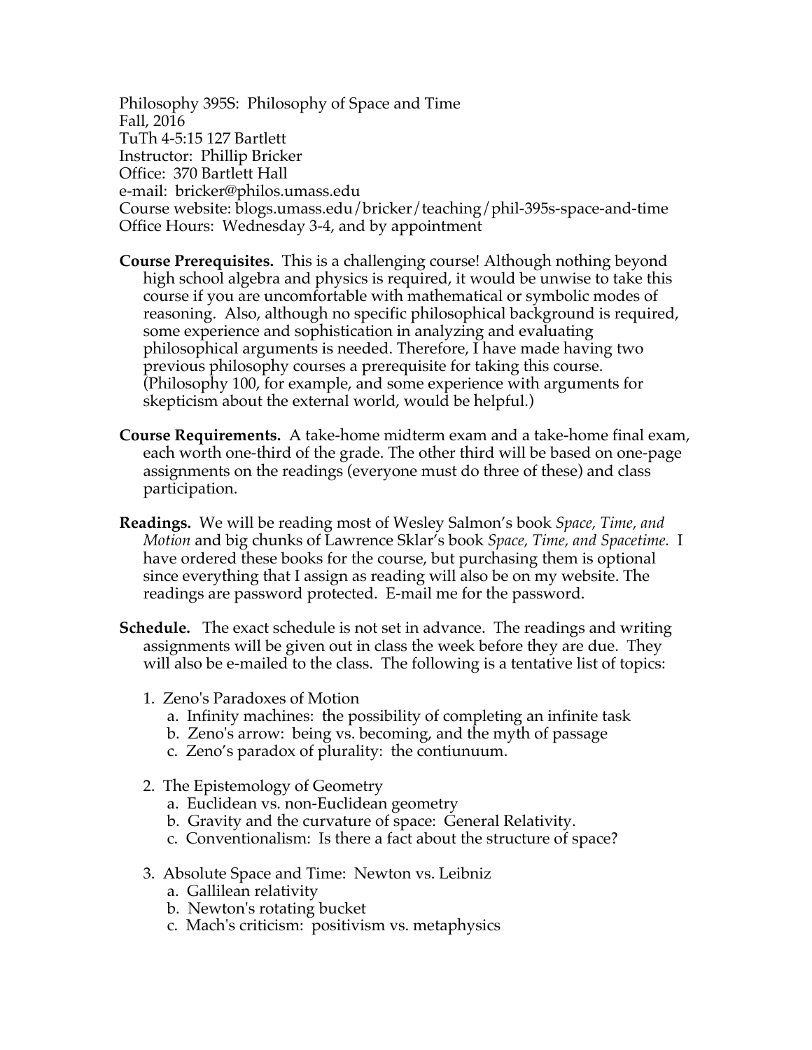Philosophy 395S: Philosophy of Space and Time
Fall, 2016
TuTh 4-5:15 127 Bartlett
Instructor: Phillip Bricker
Office: 370 Bartlett Hall
e-mail: bricker@philos.umass.edu
Course website: blogs.umass.edu/bricker/teaching/phil-395s-space-and-time
Office Hours: Wednesday 3-4, and by appointment

**Course Prerequisites.** This is a challenging course! Although nothing beyond high school algebra and physics is required, it would be unwise to take this course if you are uncomfortable with mathematical or symbolic modes of reasoning. Also, although no specific philosophical background is required, some experience and sophistication in analyzing and evaluating philosophical arguments is needed. Therefore, I have made having two previous philosophy courses a prerequisite for taking this course. (Philosophy 100, for example, and some experience with arguments for skepticism about the external world, would be helpful.)

**Course Requirements.** A take-home midterm exam and a take-home final exam, each worth one-third of the grade. The other third will be based on one-page assignments on the readings (everyone must do three of these) and class participation.

**Readings.** We will be reading most of Wesley Salmon's book *Space, Time, and Motion* and big chunks of Lawrence Sklar's book *Space, Time, and Spacetime.* I have ordered these books for the course, but purchasing them is optional since everything that I assign as reading will also be on my website. The readings are password protected. E-mail me for the password.

**Schedule.** The exact schedule is not set in advance. The readings and writing assignments will be given out in class the week before they are due. They will also be e-mailed to the class. The following is a tentative list of topics:

1. Zeno's Paradoxes of Motion
   a. Infinity machines: the possibility of completing an infinite task
   b. Zeno's arrow: being vs. becoming, and the myth of passage
   c. Zeno's paradox of plurality: the contiunuum.

2. The Epistemology of Geometry
   a. Euclidean vs. non-Euclidean geometry
   b. Gravity and the curvature of space: General Relativity.
   c. Conventionalism: Is there a fact about the structure of space?

3. Absolute Space and Time: Newton vs. Leibniz
   a. Gallilean relativity
   b. Newton's rotating bucket
   c. Mach's criticism: positivism vs. metaphysics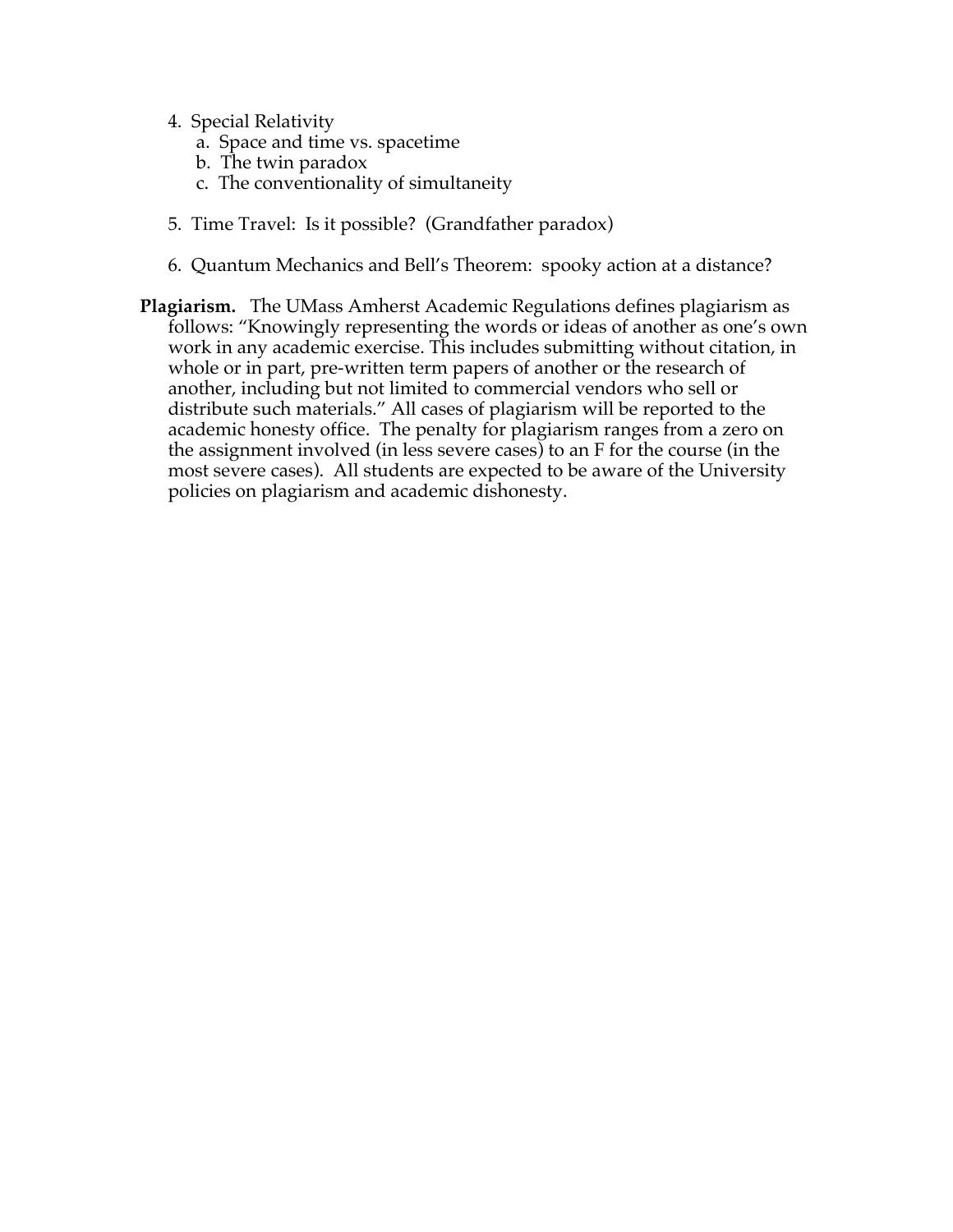4. Special Relativity
    a. Space and time vs. spacetime
    b. The twin paradox
    c. The conventionality of simultaneity

5. Time Travel: Is it possible? (Grandfather paradox)

6. Quantum Mechanics and Bell's Theorem: spooky action at a distance?

**Plagiarism.** The UMass Amherst Academic Regulations defines plagiarism as follows: "Knowingly representing the words or ideas of another as one's own work in any academic exercise. This includes submitting without citation, in whole or in part, pre-written term papers of another or the research of another, including but not limited to commercial vendors who sell or distribute such materials." All cases of plagiarism will be reported to the academic honesty office. The penalty for plagiarism ranges from a zero on the assignment involved (in less severe cases) to an F for the course (in the most severe cases). All students are expected to be aware of the University policies on plagiarism and academic dishonesty.